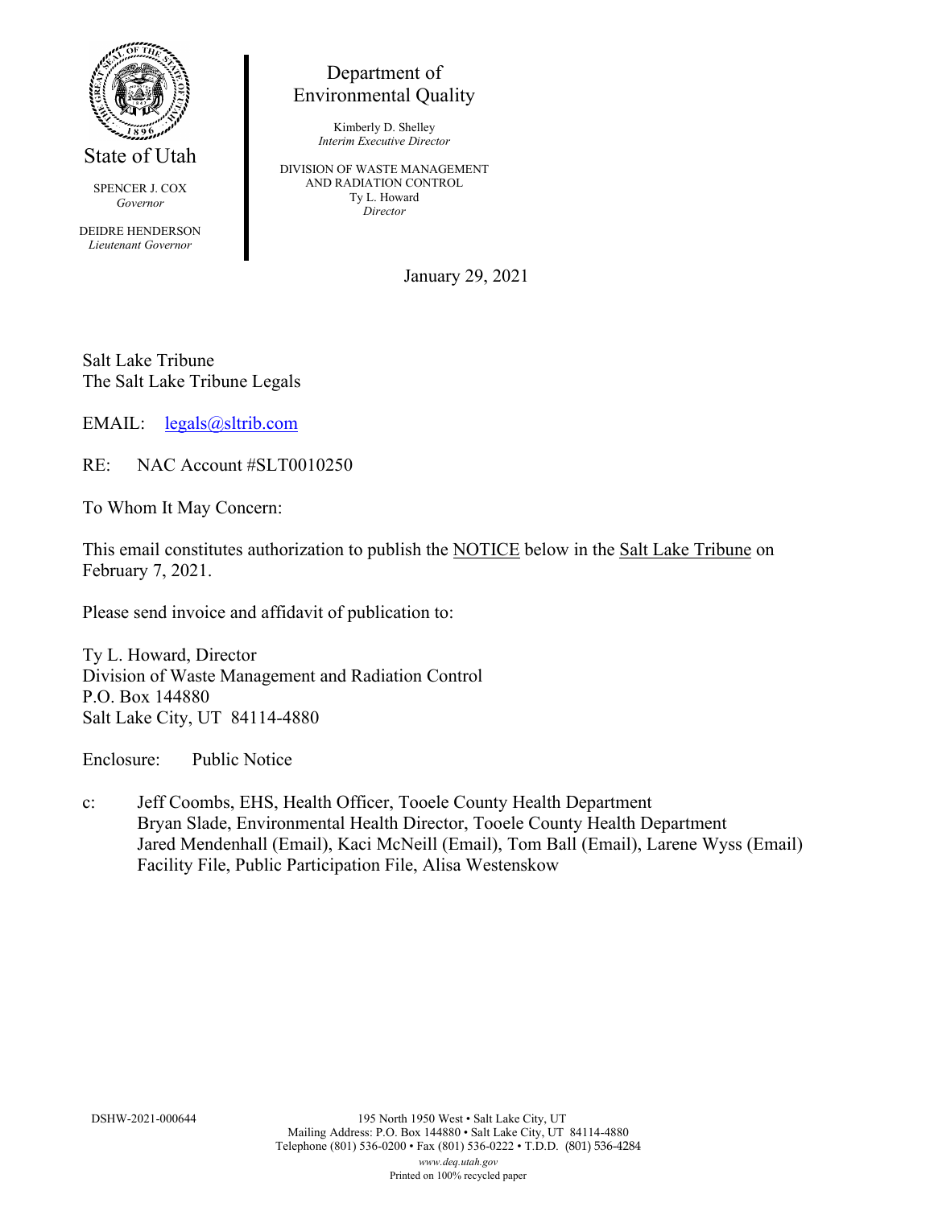State of Utah

SPENCER J. COX
*Governor*

DEIDRE HENDERSON
*Lieutenant Governor*

Department of
Environmental Quality

Kimberly D. Shelley
*Interim Executive Director*

DIVISION OF WASTE MANAGEMENT
AND RADIATION CONTROL
Ty L. Howard
*Director*

January 29, 2021

Salt Lake Tribune
The Salt Lake Tribune Legals

EMAIL: legals@sltrib.com

RE: NAC Account #SLT0010250

To Whom It May Concern:

This email constitutes authorization to publish the NOTICE below in the Salt Lake Tribune on February 7, 2021.

Please send invoice and affidavit of publication to:

Ty L. Howard, Director
Division of Waste Management and Radiation Control
P.O. Box 144880
Salt Lake City, UT 84114-4880

Enclosure: Public Notice

c: Jeff Coombs, EHS, Health Officer, Tooele County Health Department
Bryan Slade, Environmental Health Director, Tooele County Health Department
Jared Mendenhall (Email), Kaci McNeill (Email), Tom Ball (Email), Larene Wyss (Email)
Facility File, Public Participation File, Alisa Westenskow

DSHW-2021-000644

195 North 1950 West • Salt Lake City, UT
Mailing Address: P.O. Box 144880 • Salt Lake City, UT 84114-4880
Telephone (801) 536-0200 • Fax (801) 536-0222 • T.D.D. (801) 536-4284
*www.deq.utah.gov*
Printed on 100% recycled paper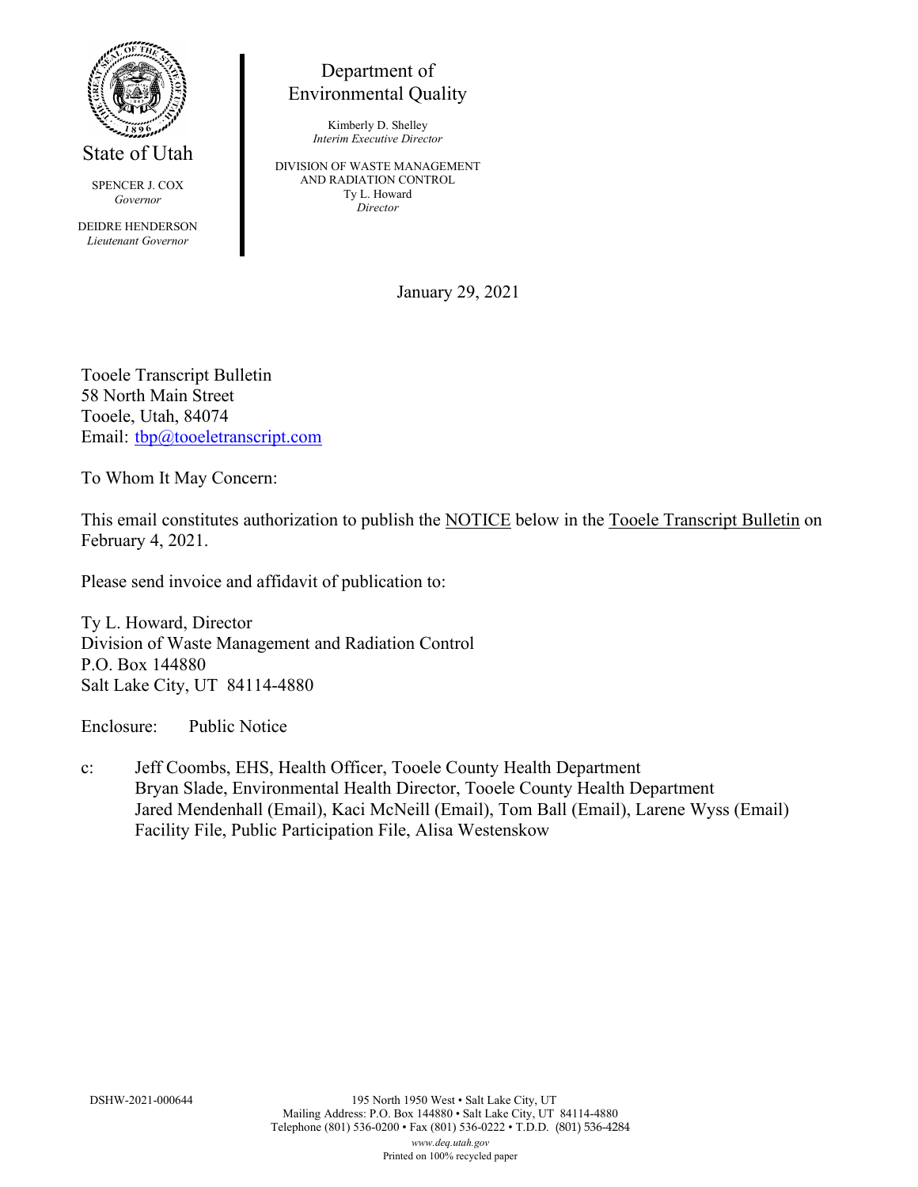State of Utah

SPENCER J. COX
*Governor*

DEIDRE HENDERSON
*Lieutenant Governor*

Department of
Environmental Quality

Kimberly D. Shelley
*Interim Executive Director*

DIVISION OF WASTE MANAGEMENT
AND RADIATION CONTROL
Ty L. Howard
*Director*

January 29, 2021

Tooele Transcript Bulletin
58 North Main Street
Tooele, Utah, 84074
Email: tbp@tooeletranscript.com

To Whom It May Concern:

This email constitutes authorization to publish the NOTICE below in the Tooele Transcript Bulletin on February 4, 2021.

Please send invoice and affidavit of publication to:

Ty L. Howard, Director
Division of Waste Management and Radiation Control
P.O. Box 144880
Salt Lake City, UT 84114-4880

Enclosure: Public Notice

c: Jeff Coombs, EHS, Health Officer, Tooele County Health Department
Bryan Slade, Environmental Health Director, Tooele County Health Department
Jared Mendenhall (Email), Kaci McNeill (Email), Tom Ball (Email), Larene Wyss (Email)
Facility File, Public Participation File, Alisa Westenskow

DSHW-2021-000644

195 North 1950 West • Salt Lake City, UT
Mailing Address: P.O. Box 144880 • Salt Lake City, UT 84114-4880
Telephone (801) 536-0200 • Fax (801) 536-0222 • T.D.D. (801) 536-4284
*www.deq.utah.gov*
Printed on 100% recycled paper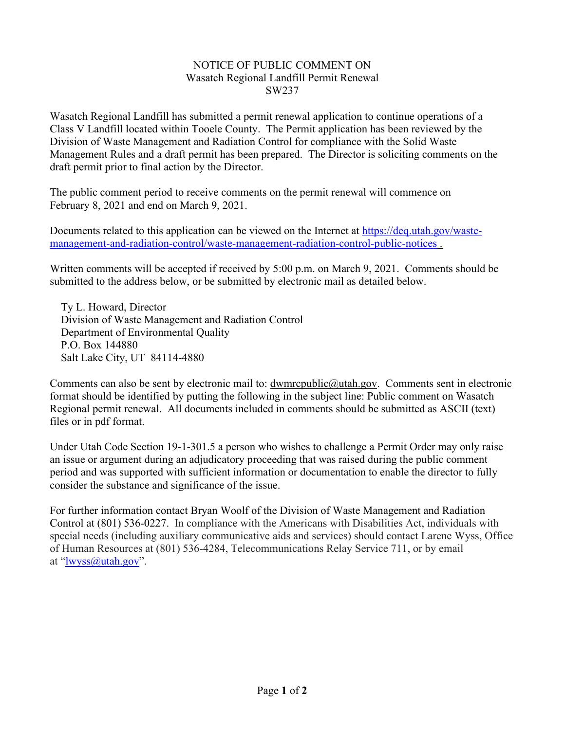NOTICE OF PUBLIC COMMENT ON
Wasatch Regional Landfill Permit Renewal
SW237

Wasatch Regional Landfill has submitted a permit renewal application to continue operations of a Class V Landfill located within Tooele County. The Permit application has been reviewed by the Division of Waste Management and Radiation Control for compliance with the Solid Waste Management Rules and a draft permit has been prepared. The Director is soliciting comments on the draft permit prior to final action by the Director.

The public comment period to receive comments on the permit renewal will commence on February 8, 2021 and end on March 9, 2021.

Documents related to this application can be viewed on the Internet at [https://deq.utah.gov/waste-management-and-radiation-control/waste-management-radiation-control-public-notices](https://deq.utah.gov/waste-management-and-radiation-control/waste-management-radiation-control-public-notices) .

Written comments will be accepted if received by 5:00 p.m. on March 9, 2021. Comments should be submitted to the address below, or be submitted by electronic mail as detailed below.

Ty L. Howard, Director
Division of Waste Management and Radiation Control
Department of Environmental Quality
P.O. Box 144880
Salt Lake City, UT 84114-4880

Comments can also be sent by electronic mail to: dwmrcpublic@utah.gov. Comments sent in electronic format should be identified by putting the following in the subject line: Public comment on Wasatch Regional permit renewal. All documents included in comments should be submitted as ASCII (text) files or in pdf format.

Under Utah Code Section 19-1-301.5 a person who wishes to challenge a Permit Order may only raise an issue or argument during an adjudicatory proceeding that was raised during the public comment period and was supported with sufficient information or documentation to enable the director to fully consider the substance and significance of the issue.

For further information contact Bryan Woolf of the Division of Waste Management and Radiation Control at (801) 536-0227. In compliance with the Americans with Disabilities Act, individuals with special needs (including auxiliary communicative aids and services) should contact Larene Wyss, Office of Human Resources at (801) 536-4284, Telecommunications Relay Service 711, or by email at "lwyss@utah.gov".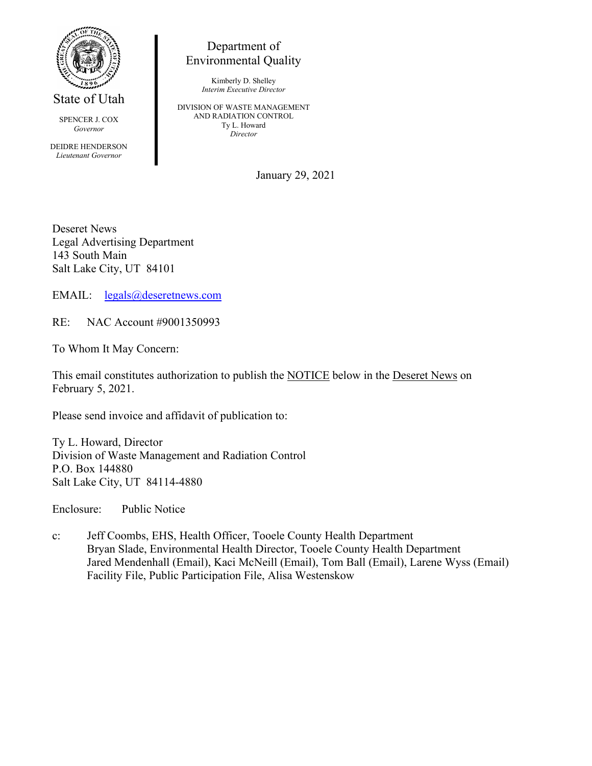State of Utah

SPENCER J. COX
*Governor*

DEIDRE HENDERSON
*Lieutenant Governor*

Department of
Environmental Quality

Kimberly D. Shelley
*Interim Executive Director*

DIVISION OF WASTE MANAGEMENT
AND RADIATION CONTROL
Ty L. Howard
*Director*

January 29, 2021

Deseret News
Legal Advertising Department
143 South Main
Salt Lake City, UT 84101

EMAIL: legals@deseretnews.com

RE: NAC Account #9001350993

To Whom It May Concern:

This email constitutes authorization to publish the NOTICE below in the Deseret News on February 5, 2021.

Please send invoice and affidavit of publication to:

Ty L. Howard, Director
Division of Waste Management and Radiation Control
P.O. Box 144880
Salt Lake City, UT 84114-4880

Enclosure: Public Notice

c: Jeff Coombs, EHS, Health Officer, Tooele County Health Department
Bryan Slade, Environmental Health Director, Tooele County Health Department
Jared Mendenhall (Email), Kaci McNeill (Email), Tom Ball (Email), Larene Wyss (Email)
Facility File, Public Participation File, Alisa Westenskow